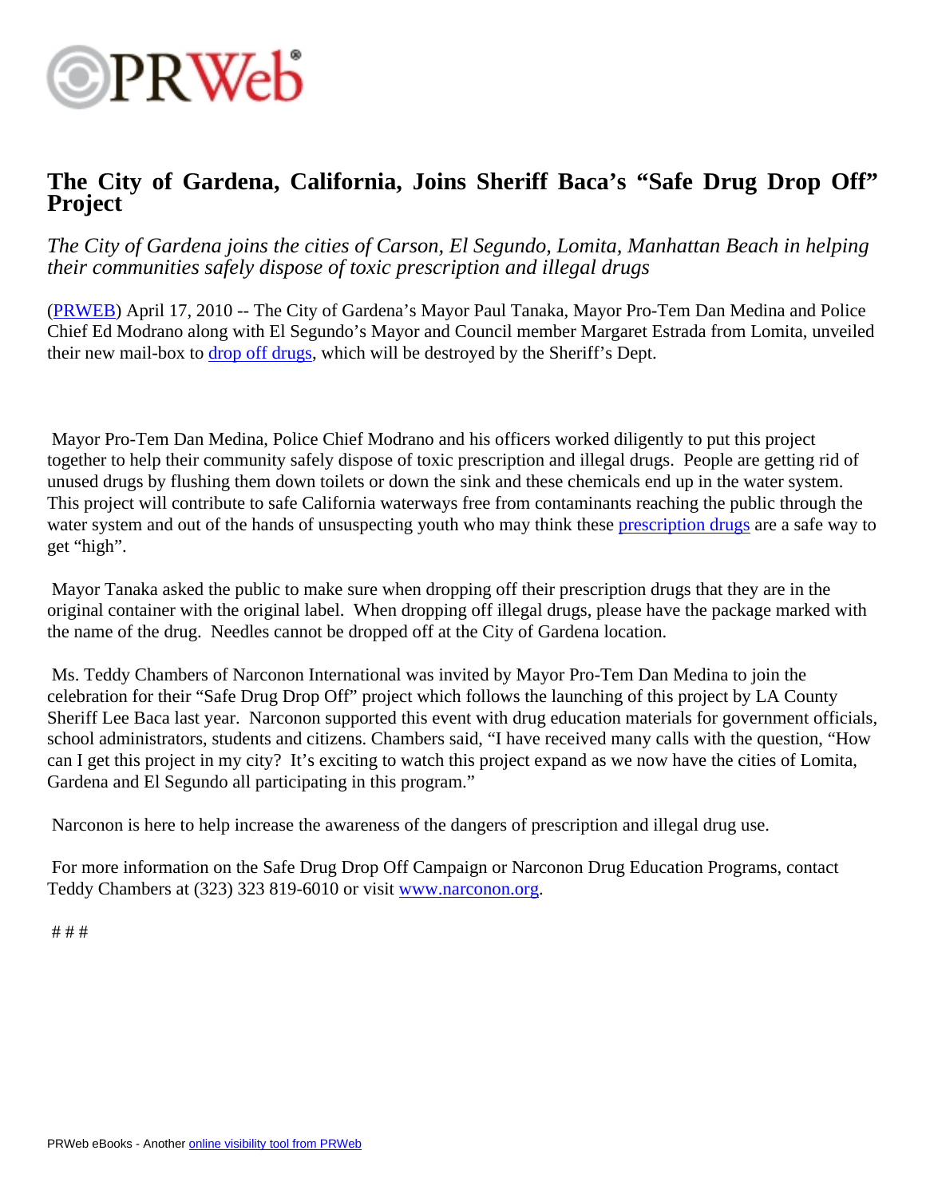# The City of Gardena, California, Joins Sheriff Baca's "Safe Drug Drop Off" Project

*The City of Gardena joins the cities of Carson, El Segundo, Lomita, Manhattan Beach in helping their communities safely dispose of toxic prescription and illegal drugs*

(PRWEB) April 17, 2010 -- The City of Gardena's Mayor Paul Tanaka, Mayor Pro-Tem Dan Medina and Police Chief Ed Modrano along with El Segundo's Mayor and Council member Margaret Estrada from Lomita, unveiled their new mail-box to drop off drugs, which will be destroyed by the Sheriff's Dept.

Mayor Pro-Tem Dan Medina, Police Chief Modrano and his officers worked diligently to put this project together to help their community safely dispose of toxic prescription and illegal drugs. People are getting rid of unused drugs by flushing them down toilets or down the sink and these chemicals end up in the water system. This project will contribute to safe California waterways free from contaminants reaching the public through the water system and out of the hands of unsuspecting youth who may think these prescription drugs are a safe way to get "high".

Mayor Tanaka asked the public to make sure when dropping off their prescription drugs that they are in the original container with the original label. When dropping off illegal drugs, please have the package marked with the name of the drug. Needles cannot be dropped off at the City of Gardena location.

Ms. Teddy Chambers of Narconon International was invited by Mayor Pro-Tem Dan Medina to join the celebration for their "Safe Drug Drop Off" project which follows the launching of this project by LA County Sheriff Lee Baca last year. Narconon supported this event with drug education materials for government officials, school administrators, students and citizens. Chambers said, "I have received many calls with the question, "How can I get this project in my city? It's exciting to watch this project expand as we now have the cities of Lomita, Gardena and El Segundo all participating in this program."

Narconon is here to help increase the awareness of the dangers of prescription and illegal drug use.

For more information on the Safe Drug Drop Off Campaign or Narconon Drug Education Programs, contact Teddy Chambers at (323) 323 819-6010 or visit www.narconon.org.

# # #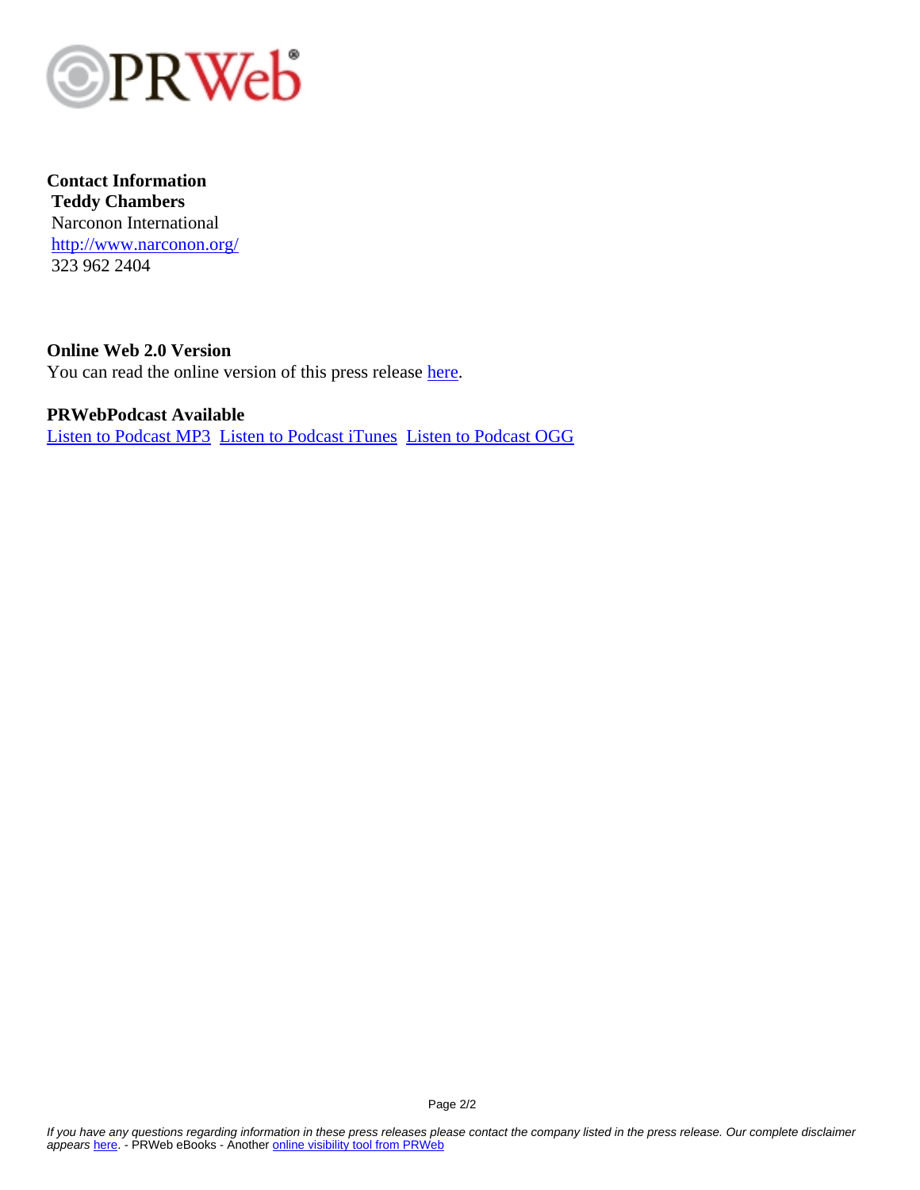**Contact Information**
**Teddy Chambers**
Narconon International
http://www.narconon.org/
323 962 2404

**Online Web 2.0 Version**
You can read the online version of this press release here.

**PRWebPodcast Available**
Listen to Podcast MP3  Listen to Podcast iTunes  Listen to Podcast OGG

*If you have any questions regarding information in these press releases please contact the company listed in the press release. Our complete disclaimer appears here.* - PRWeb eBooks - Another online visibility tool from PRWeb